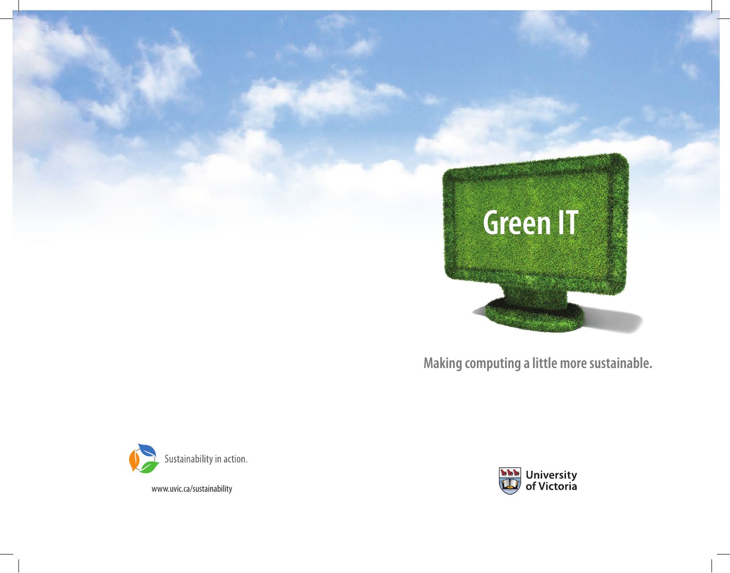# Green IT

**Making computing a little more sustainable.**

Sustainability in action.

www.uvic.ca/sustainability

University of Victoria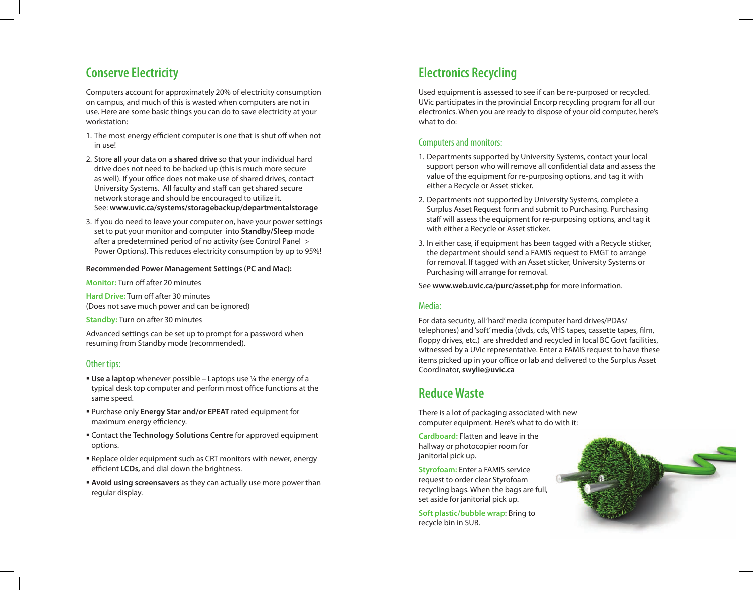## Conserve Electricity

Computers account for approximately 20% of electricity consumption on campus, and much of this is wasted when computers are not in use. Here are some basic things you can do to save electricity at your workstation:

1. The most energy efficient computer is one that is shut off when not in use!
2. Store **all** your data on a **shared drive** so that your individual hard drive does not need to be backed up (this is much more secure as well). If your office does not make use of shared drives, contact University Systems. All faculty and staff can get shared secure network storage and should be encouraged to utilize it. See: **www.uvic.ca/systems/storagebackup/departmentalstorage**
3. If you do need to leave your computer on, have your power settings set to put your monitor and computer into **Standby/Sleep** mode after a predetermined period of no activity (see Control Panel > Power Options). This reduces electricity consumption by up to 95%!

**Recommended Power Management Settings (PC and Mac):**

**Monitor:** Turn off after 20 minutes

**Hard Drive:** Turn off after 30 minutes
(Does not save much power and can be ignored)

**Standby:** Turn on after 30 minutes

Advanced settings can be set up to prompt for a password when resuming from Standby mode (recommended).

### Other tips:

- **Use a laptop** whenever possible – Laptops use ¼ the energy of a typical desk top computer and perform most office functions at the same speed.
- Purchase only **Energy Star and/or EPEAT** rated equipment for maximum energy efficiency.
- Contact the **Technology Solutions Centre** for approved equipment options.
- Replace older equipment such as CRT monitors with newer, energy efficient **LCDs,** and dial down the brightness.
- **Avoid using screensavers** as they can actually use more power than regular display.

## Electronics Recycling

Used equipment is assessed to see if can be re-purposed or recycled. UVic participates in the provincial Encorp recycling program for all our electronics. When you are ready to dispose of your old computer, here's what to do:

### Computers and monitors:

1. Departments supported by University Systems, contact your local support person who will remove all confidential data and assess the value of the equipment for re-purposing options, and tag it with either a Recycle or Asset sticker.
2. Departments not supported by University Systems, complete a Surplus Asset Request form and submit to Purchasing. Purchasing staff will assess the equipment for re-purposing options, and tag it with either a Recycle or Asset sticker.
3. In either case, if equipment has been tagged with a Recycle sticker, the department should send a FAMIS request to FMGT to arrange for removal. If tagged with an Asset sticker, University Systems or Purchasing will arrange for removal.

See **www.web.uvic.ca/purc/asset.php** for more information.

### Media:

For data security, all 'hard' media (computer hard drives/PDAs/ telephones) and 'soft' media (dvds, cds, VHS tapes, cassette tapes, film, floppy drives, etc.) are shredded and recycled in local BC Govt facilities, witnessed by a UVic representative. Enter a FAMIS request to have these items picked up in your office or lab and delivered to the Surplus Asset Coordinator, **swylie@uvic.ca**

## Reduce Waste

There is a lot of packaging associated with new computer equipment. Here's what to do with it:

**Cardboard:** Flatten and leave in the hallway or photocopier room for janitorial pick up.

**Styrofoam:** Enter a FAMIS service request to order clear Styrofoam recycling bags. When the bags are full, set aside for janitorial pick up.

**Soft plastic/bubble wrap**: Bring to recycle bin in SUB.